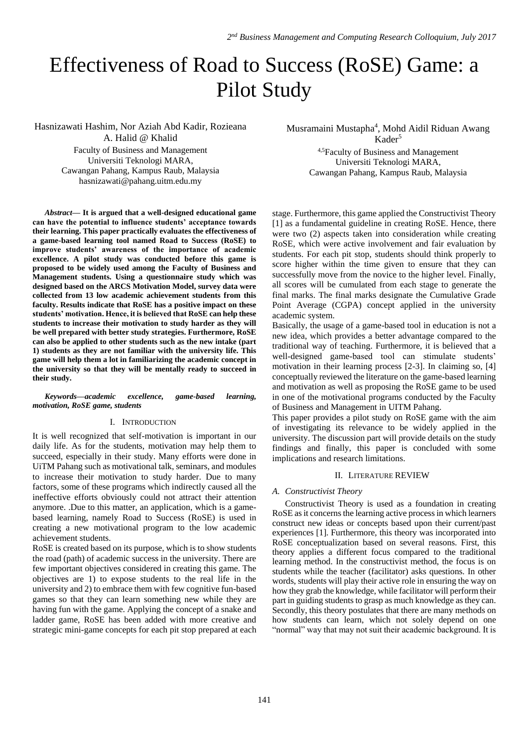# Effectiveness of Road to Success (RoSE) Game: a Pilot Study

Hasnizawati Hashim, Nor Aziah Abd Kadir, Rozieana A. Halid @ Khalid
Faculty of Business and Management
Universiti Teknologi MARA,
Cawangan Pahang, Kampus Raub, Malaysia
hasnizawati@pahang.uitm.edu.my

Musramaini Mustapha[4], Mohd Aidil Riduan Awang Kader[5]
[4,5]Faculty of Business and Management
Universiti Teknologi MARA,
Cawangan Pahang, Kampus Raub, Malaysia

***Abstract*— It is argued that a well-designed educational game can have the potential to influence students' acceptance towards their learning. This paper practically evaluates the effectiveness of a game-based learning tool named Road to Success (RoSE) to improve students' awareness of the importance of academic excellence. A pilot study was conducted before this game is proposed to be widely used among the Faculty of Business and Management students. Using a questionnaire study which was designed based on the ARCS Motivation Model, survey data were collected from 13 low academic achievement students from this faculty. Results indicate that RoSE has a positive impact on these students' motivation. Hence, it is believed that RoSE can help these students to increase their motivation to study harder as they will be well prepared with better study strategies. Furthermore, RoSE can also be applied to other students such as the new intake (part 1) students as they are not familiar with the university life. This game will help them a lot in familiarizing the academic concept in the university so that they will be mentally ready to succeed in their study.**

***Keywords—academic excellence, game-based learning, motivation, RoSE game, students***

## I. Introduction

It is well recognized that self-motivation is important in our daily life. As for the students, motivation may help them to succeed, especially in their study. Many efforts were done in UiTM Pahang such as motivational talk, seminars, and modules to increase their motivation to study harder. Due to many factors, some of these programs which indirectly caused all the ineffective efforts obviously could not attract their attention anymore. .Due to this matter, an application, which is a game-based learning, namely Road to Success (RoSE) is used in creating a new motivational program to the low academic achievement students.

RoSE is created based on its purpose, which is to show students the road (path) of academic success in the university. There are few important objectives considered in creating this game. The objectives are 1) to expose students to the real life in the university and 2) to embrace them with few cognitive fun-based games so that they can learn something new while they are having fun with the game. Applying the concept of a snake and ladder game, RoSE has been added with more creative and strategic mini-game concepts for each pit stop prepared at each stage. Furthermore, this game applied the Constructivist Theory [1] as a fundamental guideline in creating RoSE. Hence, there were two (2) aspects taken into consideration while creating RoSE, which were active involvement and fair evaluation by students. For each pit stop, students should think properly to score higher within the time given to ensure that they can successfully move from the novice to the higher level. Finally, all scores will be cumulated from each stage to generate the final marks. The final marks designate the Cumulative Grade Point Average (CGPA) concept applied in the university academic system.

Basically, the usage of a game-based tool in education is not a new idea, which provides a better advantage compared to the traditional way of teaching. Furthermore, it is believed that a well-designed game-based tool can stimulate students' motivation in their learning process [2-3]. In claiming so, [4] conceptually reviewed the literature on the game-based learning and motivation as well as proposing the RoSE game to be used in one of the motivational programs conducted by the Faculty of Business and Management in UiTM Pahang.

This paper provides a pilot study on RoSE game with the aim of investigating its relevance to be widely applied in the university. The discussion part will provide details on the study findings and finally, this paper is concluded with some implications and research limitations.

## II. Literature Review

### A. Constructivist Theory

Constructivist Theory is used as a foundation in creating RoSE as it concerns the learning active process in which learners construct new ideas or concepts based upon their current/past experiences [1]. Furthermore, this theory was incorporated into RoSE conceptualization based on several reasons. First, this theory applies a different focus compared to the traditional learning method. In the constructivist method, the focus is on students while the teacher (facilitator) asks questions. In other words, students will play their active role in ensuring the way on how they grab the knowledge, while facilitator will perform their part in guiding students to grasp as much knowledge as they can. Secondly, this theory postulates that there are many methods on how students can learn, which not solely depend on one "normal" way that may not suit their academic background. It is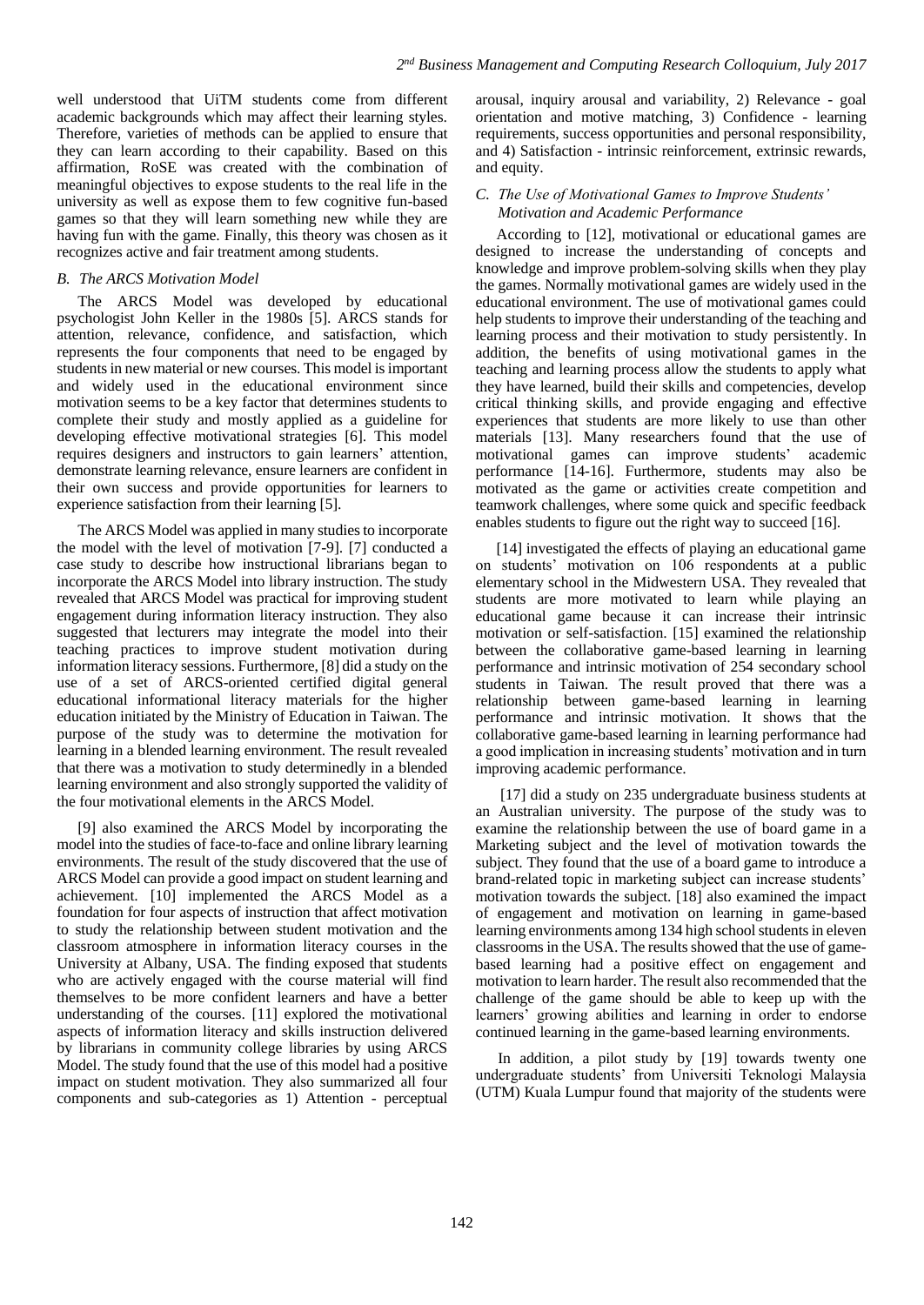well understood that UiTM students come from different academic backgrounds which may affect their learning styles. Therefore, varieties of methods can be applied to ensure that they can learn according to their capability. Based on this affirmation, RoSE was created with the combination of meaningful objectives to expose students to the real life in the university as well as expose them to few cognitive fun-based games so that they will learn something new while they are having fun with the game. Finally, this theory was chosen as it recognizes active and fair treatment among students.

### *B. The ARCS Motivation Model*

The ARCS Model was developed by educational psychologist John Keller in the 1980s [5]. ARCS stands for attention, relevance, confidence, and satisfaction, which represents the four components that need to be engaged by students in new material or new courses. This model is important and widely used in the educational environment since motivation seems to be a key factor that determines students to complete their study and mostly applied as a guideline for developing effective motivational strategies [6]. This model requires designers and instructors to gain learners' attention, demonstrate learning relevance, ensure learners are confident in their own success and provide opportunities for learners to experience satisfaction from their learning [5].

The ARCS Model was applied in many studies to incorporate the model with the level of motivation [7-9]. [7] conducted a case study to describe how instructional librarians began to incorporate the ARCS Model into library instruction. The study revealed that ARCS Model was practical for improving student engagement during information literacy instruction. They also suggested that lecturers may integrate the model into their teaching practices to improve student motivation during information literacy sessions. Furthermore, [8] did a study on the use of a set of ARCS-oriented certified digital general educational informational literacy materials for the higher education initiated by the Ministry of Education in Taiwan. The purpose of the study was to determine the motivation for learning in a blended learning environment. The result revealed that there was a motivation to study determinedly in a blended learning environment and also strongly supported the validity of the four motivational elements in the ARCS Model.

[9] also examined the ARCS Model by incorporating the model into the studies of face-to-face and online library learning environments. The result of the study discovered that the use of ARCS Model can provide a good impact on student learning and achievement. [10] implemented the ARCS Model as a foundation for four aspects of instruction that affect motivation to study the relationship between student motivation and the classroom atmosphere in information literacy courses in the University at Albany, USA. The finding exposed that students who are actively engaged with the course material will find themselves to be more confident learners and have a better understanding of the courses. [11] explored the motivational aspects of information literacy and skills instruction delivered by librarians in community college libraries by using ARCS Model. The study found that the use of this model had a positive impact on student motivation. They also summarized all four components and sub-categories as 1) Attention - perceptual arousal, inquiry arousal and variability, 2) Relevance - goal orientation and motive matching, 3) Confidence - learning requirements, success opportunities and personal responsibility, and 4) Satisfaction - intrinsic reinforcement, extrinsic rewards, and equity.

### *C. The Use of Motivational Games to Improve Students' Motivation and Academic Performance*

According to [12], motivational or educational games are designed to increase the understanding of concepts and knowledge and improve problem-solving skills when they play the games. Normally motivational games are widely used in the educational environment. The use of motivational games could help students to improve their understanding of the teaching and learning process and their motivation to study persistently. In addition, the benefits of using motivational games in the teaching and learning process allow the students to apply what they have learned, build their skills and competencies, develop critical thinking skills, and provide engaging and effective experiences that students are more likely to use than other materials [13]. Many researchers found that the use of motivational games can improve students' academic performance [14-16]. Furthermore, students may also be motivated as the game or activities create competition and teamwork challenges, where some quick and specific feedback enables students to figure out the right way to succeed [16].

[14] investigated the effects of playing an educational game on students' motivation on 106 respondents at a public elementary school in the Midwestern USA. They revealed that students are more motivated to learn while playing an educational game because it can increase their intrinsic motivation or self-satisfaction. [15] examined the relationship between the collaborative game-based learning in learning performance and intrinsic motivation of 254 secondary school students in Taiwan. The result proved that there was a relationship between game-based learning in learning performance and intrinsic motivation. It shows that the collaborative game-based learning in learning performance had a good implication in increasing students' motivation and in turn improving academic performance.

[17] did a study on 235 undergraduate business students at an Australian university. The purpose of the study was to examine the relationship between the use of board game in a Marketing subject and the level of motivation towards the subject. They found that the use of a board game to introduce a brand-related topic in marketing subject can increase students' motivation towards the subject. [18] also examined the impact of engagement and motivation on learning in game-based learning environments among 134 high school students in eleven classrooms in the USA. The results showed that the use of game-based learning had a positive effect on engagement and motivation to learn harder. The result also recommended that the challenge of the game should be able to keep up with the learners' growing abilities and learning in order to endorse continued learning in the game-based learning environments.

In addition, a pilot study by [19] towards twenty one undergraduate students' from Universiti Teknologi Malaysia (UTM) Kuala Lumpur found that majority of the students were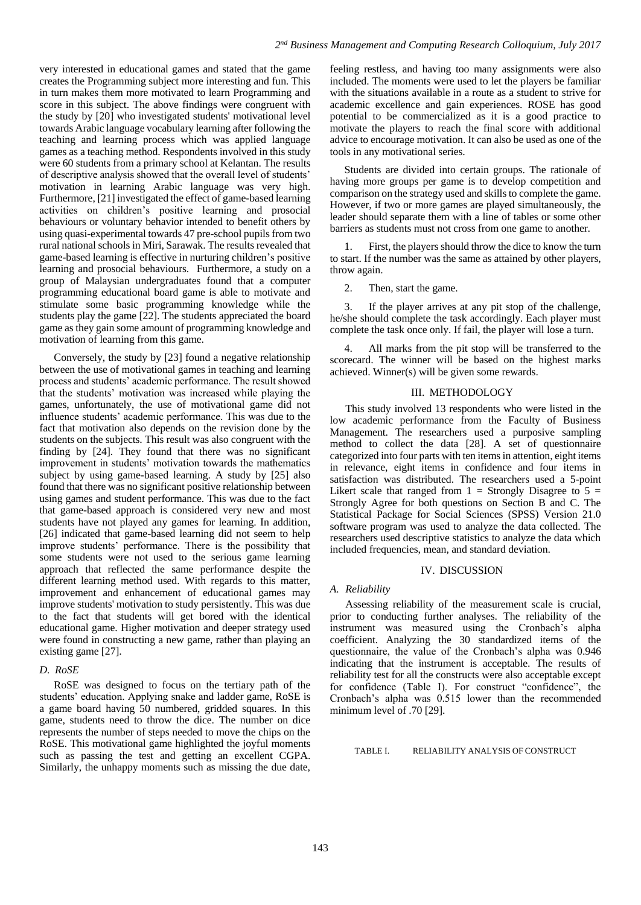very interested in educational games and stated that the game creates the Programming subject more interesting and fun. This in turn makes them more motivated to learn Programming and score in this subject. The above findings were congruent with the study by [20] who investigated students' motivational level towards Arabic language vocabulary learning after following the teaching and learning process which was applied language games as a teaching method. Respondents involved in this study were 60 students from a primary school at Kelantan. The results of descriptive analysis showed that the overall level of students' motivation in learning Arabic language was very high. Furthermore, [21] investigated the effect of game-based learning activities on children's positive learning and prosocial behaviours or voluntary behavior intended to benefit others by using quasi-experimental towards 47 pre-school pupils from two rural national schools in Miri, Sarawak. The results revealed that game-based learning is effective in nurturing children's positive learning and prosocial behaviours. Furthermore, a study on a group of Malaysian undergraduates found that a computer programming educational board game is able to motivate and stimulate some basic programming knowledge while the students play the game [22]. The students appreciated the board game as they gain some amount of programming knowledge and motivation of learning from this game.

Conversely, the study by [23] found a negative relationship between the use of motivational games in teaching and learning process and students' academic performance. The result showed that the students' motivation was increased while playing the games, unfortunately, the use of motivational game did not influence students' academic performance. This was due to the fact that motivation also depends on the revision done by the students on the subjects. This result was also congruent with the finding by [24]. They found that there was no significant improvement in students' motivation towards the mathematics subject by using game-based learning. A study by [25] also found that there was no significant positive relationship between using games and student performance. This was due to the fact that game-based approach is considered very new and most students have not played any games for learning. In addition, [26] indicated that game-based learning did not seem to help improve students' performance. There is the possibility that some students were not used to the serious game learning approach that reflected the same performance despite the different learning method used. With regards to this matter, improvement and enhancement of educational games may improve students' motivation to study persistently. This was due to the fact that students will get bored with the identical educational game. Higher motivation and deeper strategy used were found in constructing a new game, rather than playing an existing game [27].

### *D. RoSE*

RoSE was designed to focus on the tertiary path of the students' education. Applying snake and ladder game, RoSE is a game board having 50 numbered, gridded squares. In this game, students need to throw the dice. The number on dice represents the number of steps needed to move the chips on the RoSE. This motivational game highlighted the joyful moments such as passing the test and getting an excellent CGPA. Similarly, the unhappy moments such as missing the due date, feeling restless, and having too many assignments were also included. The moments were used to let the players be familiar with the situations available in a route as a student to strive for academic excellence and gain experiences. ROSE has good potential to be commercialized as it is a good practice to motivate the players to reach the final score with additional advice to encourage motivation. It can also be used as one of the tools in any motivational series.

Students are divided into certain groups. The rationale of having more groups per game is to develop competition and comparison on the strategy used and skills to complete the game. However, if two or more games are played simultaneously, the leader should separate them with a line of tables or some other barriers as students must not cross from one game to another.

1. First, the players should throw the dice to know the turn to start. If the number was the same as attained by other players, throw again.

2. Then, start the game.

3. If the player arrives at any pit stop of the challenge, he/she should complete the task accordingly. Each player must complete the task once only. If fail, the player will lose a turn.

4. All marks from the pit stop will be transferred to the scorecard. The winner will be based on the highest marks achieved. Winner(s) will be given some rewards.

## III. METHODOLOGY

This study involved 13 respondents who were listed in the low academic performance from the Faculty of Business Management. The researchers used a purposive sampling method to collect the data [28]. A set of questionnaire categorized into four parts with ten items in attention, eight items in relevance, eight items in confidence and four items in satisfaction was distributed. The researchers used a 5-point Likert scale that ranged from 1 = Strongly Disagree to 5 = Strongly Agree for both questions on Section B and C. The Statistical Package for Social Sciences (SPSS) Version 21.0 software program was used to analyze the data collected. The researchers used descriptive statistics to analyze the data which included frequencies, mean, and standard deviation.

## IV. DISCUSSION

### *A. Reliability*

Assessing reliability of the measurement scale is crucial, prior to conducting further analyses. The reliability of the instrument was measured using the Cronbach's alpha coefficient. Analyzing the 30 standardized items of the questionnaire, the value of the Cronbach's alpha was 0.946 indicating that the instrument is acceptable. The results of reliability test for all the constructs were also acceptable except for confidence (Table I). For construct "confidence", the Cronbach's alpha was 0.515 lower than the recommended minimum level of .70 [29].

TABLE I. RELIABILITY ANALYSIS OF CONSTRUCT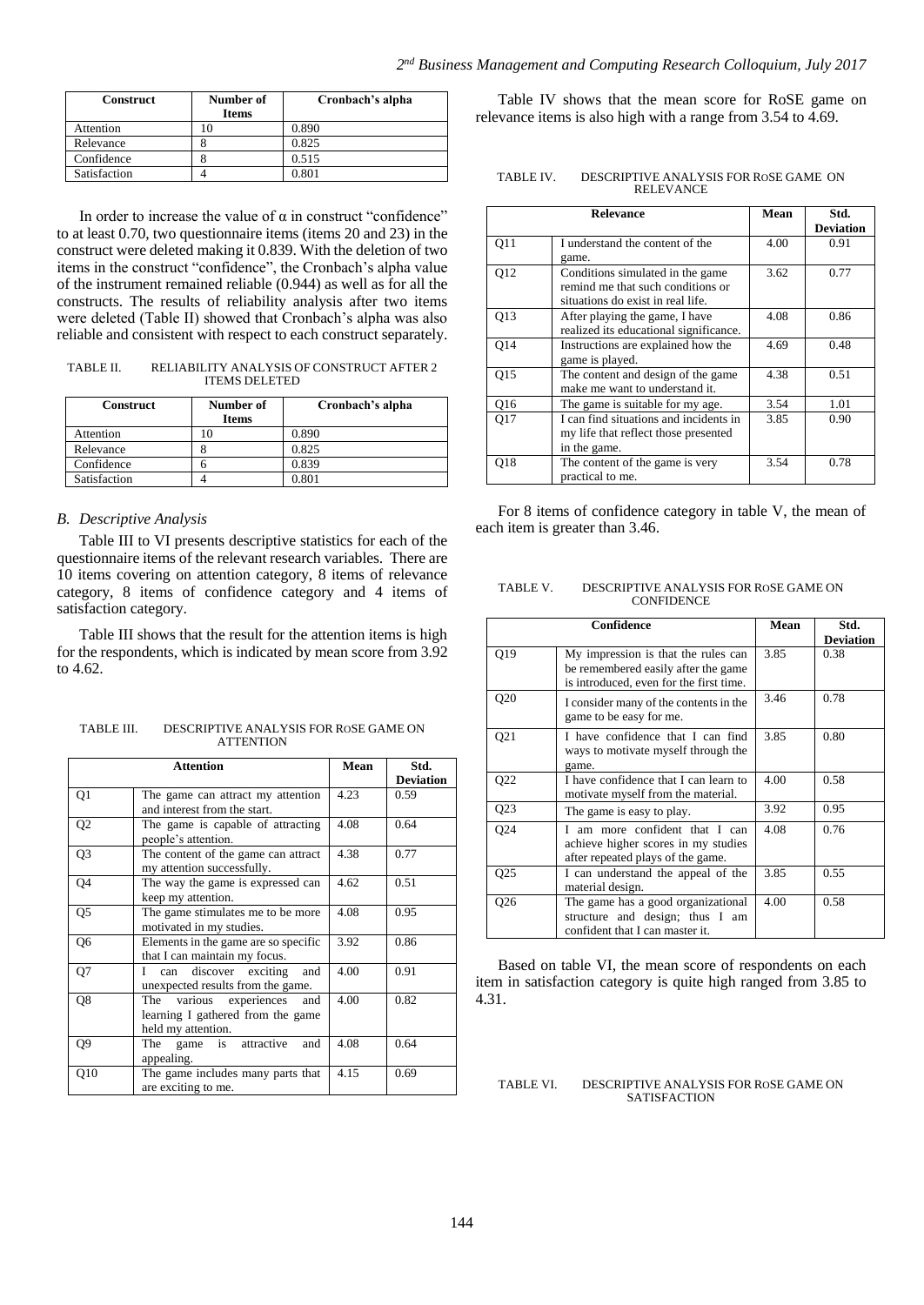| Construct | Number of Items | Cronbach's alpha |
|---|---|---|
| Attention | 10 | 0.890 |
| Relevance | 8 | 0.825 |
| Confidence | 8 | 0.515 |
| Satisfaction | 4 | 0.801 |

In order to increase the value of α in construct "confidence" to at least 0.70, two questionnaire items (items 20 and 23) in the construct were deleted making it 0.839. With the deletion of two items in the construct "confidence", the Cronbach's alpha value of the instrument remained reliable (0.944) as well as for all the constructs. The results of reliability analysis after two items were deleted (Table II) showed that Cronbach's alpha was also reliable and consistent with respect to each construct separately.

TABLE II. RELIABILITY ANALYSIS OF CONSTRUCT AFTER 2 ITEMS DELETED

| Construct | Number of Items | Cronbach's alpha |
|---|---|---|
| Attention | 10 | 0.890 |
| Relevance | 8 | 0.825 |
| Confidence | 6 | 0.839 |
| Satisfaction | 4 | 0.801 |

### *B. Descriptive Analysis*

Table III to VI presents descriptive statistics for each of the questionnaire items of the relevant research variables. There are 10 items covering on attention category, 8 items of relevance category, 8 items of confidence category and 4 items of satisfaction category.

Table III shows that the result for the attention items is high for the respondents, which is indicated by mean score from 3.92 to 4.62.

TABLE III. DESCRIPTIVE ANALYSIS FOR ROSE GAME ON ATTENTION

| Attention | | Mean | Std. Deviation |
|---|---|---|---|
| Q1 | The game can attract my attention and interest from the start. | 4.23 | 0.59 |
| Q2 | The game is capable of attracting people's attention. | 4.08 | 0.64 |
| Q3 | The content of the game can attract my attention successfully. | 4.38 | 0.77 |
| Q4 | The way the game is expressed can keep my attention. | 4.62 | 0.51 |
| Q5 | The game stimulates me to be more motivated in my studies. | 4.08 | 0.95 |
| Q6 | Elements in the game are so specific that I can maintain my focus. | 3.92 | 0.86 |
| Q7 | I can discover exciting and unexpected results from the game. | 4.00 | 0.91 |
| Q8 | The various experiences and learning I gathered from the game held my attention. | 4.00 | 0.82 |
| Q9 | The game is attractive and appealing. | 4.08 | 0.64 |
| Q10 | The game includes many parts that are exciting to me. | 4.15 | 0.69 |

Table IV shows that the mean score for RoSE game on relevance items is also high with a range from 3.54 to 4.69.

TABLE IV. DESCRIPTIVE ANALYSIS FOR ROSE GAME ON RELEVANCE

| Relevance | | Mean | Std. Deviation |
|---|---|---|---|
| Q11 | I understand the content of the game. | 4.00 | 0.91 |
| Q12 | Conditions simulated in the game remind me that such conditions or situations do exist in real life. | 3.62 | 0.77 |
| Q13 | After playing the game, I have realized its educational significance. | 4.08 | 0.86 |
| Q14 | Instructions are explained how the game is played. | 4.69 | 0.48 |
| Q15 | The content and design of the game make me want to understand it. | 4.38 | 0.51 |
| Q16 | The game is suitable for my age. | 3.54 | 1.01 |
| Q17 | I can find situations and incidents in my life that reflect those presented in the game. | 3.85 | 0.90 |
| Q18 | The content of the game is very practical to me. | 3.54 | 0.78 |

For 8 items of confidence category in table V, the mean of each item is greater than 3.46.

TABLE V. DESCRIPTIVE ANALYSIS FOR ROSE GAME ON CONFIDENCE

| Confidence | | Mean | Std. Deviation |
|---|---|---|---|
| Q19 | My impression is that the rules can be remembered easily after the game is introduced, even for the first time. | 3.85 | 0.38 |
| Q20 | I consider many of the contents in the game to be easy for me. | 3.46 | 0.78 |
| Q21 | I have confidence that I can find ways to motivate myself through the game. | 3.85 | 0.80 |
| Q22 | I have confidence that I can learn to motivate myself from the material. | 4.00 | 0.58 |
| Q23 | The game is easy to play. | 3.92 | 0.95 |
| Q24 | I am more confident that I can achieve higher scores in my studies after repeated plays of the game. | 4.08 | 0.76 |
| Q25 | I can understand the appeal of the material design. | 3.85 | 0.55 |
| Q26 | The game has a good organizational structure and design; thus I am confident that I can master it. | 4.00 | 0.58 |

Based on table VI, the mean score of respondents on each item in satisfaction category is quite high ranged from 3.85 to 4.31.

TABLE VI. DESCRIPTIVE ANALYSIS FOR ROSE GAME ON SATISFACTION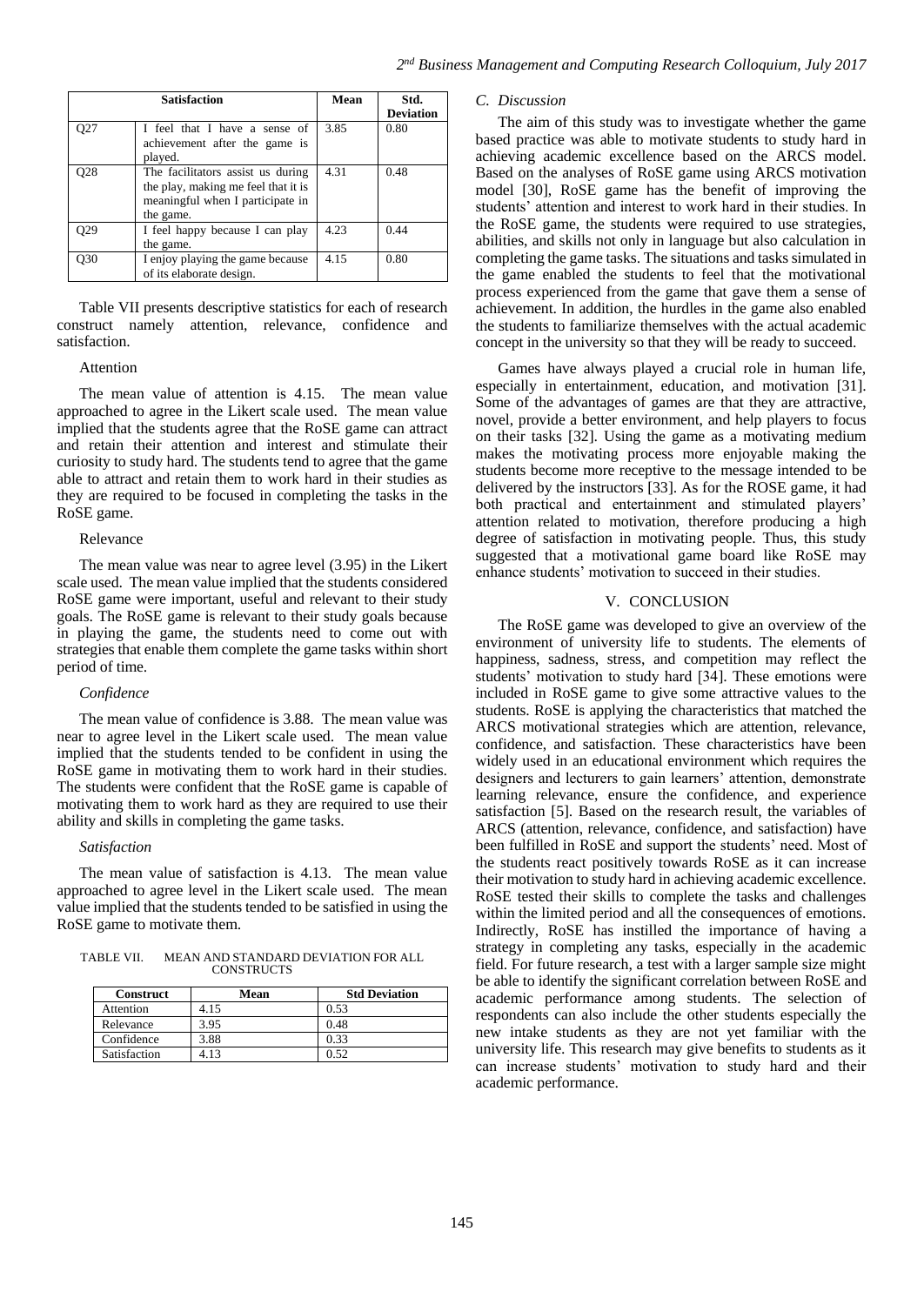| Satisfaction | | Mean | Std. Deviation |
|---|---|---|---|
| Q27 | I feel that I have a sense of achievement after the game is played. | 3.85 | 0.80 |
| Q28 | The facilitators assist us during the play, making me feel that it is meaningful when I participate in the game. | 4.31 | 0.48 |
| Q29 | I feel happy because I can play the game. | 4.23 | 0.44 |
| Q30 | I enjoy playing the game because of its elaborate design. | 4.15 | 0.80 |

Table VII presents descriptive statistics for each of research construct namely attention, relevance, confidence and satisfaction.

#### Attention

The mean value of attention is 4.15. The mean value approached to agree in the Likert scale used. The mean value implied that the students agree that the RoSE game can attract and retain their attention and interest and stimulate their curiosity to study hard. The students tend to agree that the game able to attract and retain them to work hard in their studies as they are required to be focused in completing the tasks in the RoSE game.

#### Relevance

The mean value was near to agree level (3.95) in the Likert scale used. The mean value implied that the students considered RoSE game were important, useful and relevant to their study goals. The RoSE game is relevant to their study goals because in playing the game, the students need to come out with strategies that enable them complete the game tasks within short period of time.

#### *Confidence*

The mean value of confidence is 3.88. The mean value was near to agree level in the Likert scale used. The mean value implied that the students tended to be confident in using the RoSE game in motivating them to work hard in their studies. The students were confident that the RoSE game is capable of motivating them to work hard as they are required to use their ability and skills in completing the game tasks.

#### *Satisfaction*

The mean value of satisfaction is 4.13. The mean value approached to agree level in the Likert scale used. The mean value implied that the students tended to be satisfied in using the RoSE game to motivate them.

TABLE VII. MEAN AND STANDARD DEVIATION FOR ALL CONSTRUCTS

| Construct | Mean | Std Deviation |
|---|---|---|
| Attention | 4.15 | 0.53 |
| Relevance | 3.95 | 0.48 |
| Confidence | 3.88 | 0.33 |
| Satisfaction | 4.13 | 0.52 |

### *C. Discussion*

The aim of this study was to investigate whether the game based practice was able to motivate students to study hard in achieving academic excellence based on the ARCS model. Based on the analyses of RoSE game using ARCS motivation model [30], RoSE game has the benefit of improving the students' attention and interest to work hard in their studies. In the RoSE game, the students were required to use strategies, abilities, and skills not only in language but also calculation in completing the game tasks. The situations and tasks simulated in the game enabled the students to feel that the motivational process experienced from the game that gave them a sense of achievement. In addition, the hurdles in the game also enabled the students to familiarize themselves with the actual academic concept in the university so that they will be ready to succeed.

Games have always played a crucial role in human life, especially in entertainment, education, and motivation [31]. Some of the advantages of games are that they are attractive, novel, provide a better environment, and help players to focus on their tasks [32]. Using the game as a motivating medium makes the motivating process more enjoyable making the students become more receptive to the message intended to be delivered by the instructors [33]. As for the ROSE game, it had both practical and entertainment and stimulated players' attention related to motivation, therefore producing a high degree of satisfaction in motivating people. Thus, this study suggested that a motivational game board like RoSE may enhance students' motivation to succeed in their studies.

## V. CONCLUSION

The RoSE game was developed to give an overview of the environment of university life to students. The elements of happiness, sadness, stress, and competition may reflect the students' motivation to study hard [34]. These emotions were included in RoSE game to give some attractive values to the students. RoSE is applying the characteristics that matched the ARCS motivational strategies which are attention, relevance, confidence, and satisfaction. These characteristics have been widely used in an educational environment which requires the designers and lecturers to gain learners' attention, demonstrate learning relevance, ensure the confidence, and experience satisfaction [5]. Based on the research result, the variables of ARCS (attention, relevance, confidence, and satisfaction) have been fulfilled in RoSE and support the students' need. Most of the students react positively towards RoSE as it can increase their motivation to study hard in achieving academic excellence. RoSE tested their skills to complete the tasks and challenges within the limited period and all the consequences of emotions. Indirectly, RoSE has instilled the importance of having a strategy in completing any tasks, especially in the academic field. For future research, a test with a larger sample size might be able to identify the significant correlation between RoSE and academic performance among students. The selection of respondents can also include the other students especially the new intake students as they are not yet familiar with the university life. This research may give benefits to students as it can increase students' motivation to study hard and their academic performance.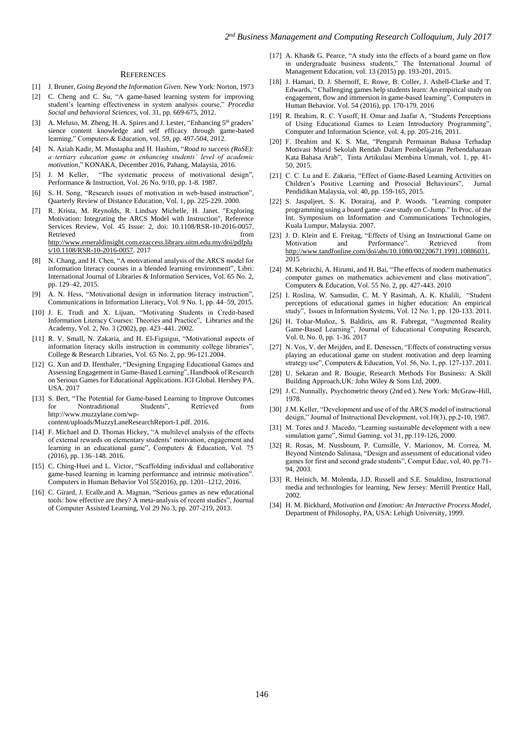## REFERENCES

[1] J. Bruner, *Going Beyond the Information Given*. New York: Norton, 1973

[2] C. Cheng and C. Su, "A game-based learning system for improving student's learning effectiveness in system analysis course," *Procedia Social and behavioral Sciences*, vol. 31, pp. 669-675, 2012.

[3] A. Meluso, M. Zheng, H. A. Spires and J. Lester, "Enhancing 5th graders' sience content knowledge and self efficacy through game-based learning," Computers & Education, vol. 59, pp. 497-504, 2012.

[4] N. Aziah Kadir, M. Mustapha and H. Hashim, "*Road to success (RoSE): a tertiary education game in enhancing students' level of academic motivation*," KONAKA, December 2016, Pahang, Malaysia, 2016.

[5] J. M Keller, "The systematic process of motivational design", Performance & Instruction, Vol. 26 No. 9/10, pp. 1-8. 1987.

[6] S. H. Song, "Research issues of motivation in web-based instruction", Quarterly Review of Distance Education, Vol. 1, pp. 225-229. 2000.

[7] R. Krista, M. Reynolds, R. Lindsay Michelle, H. Janet. "Exploring Motivation: Integrating the ARCS Model with Instruction", Reference Services Review, Vol. 45 Issue: 2, doi: 10.1108/RSR-10-2016-0057. Retrieved from http://www.emeraldinsight.com.ezaccess.library.uitm.edu.my/doi/pdfplus/10.1108/RSR-10-2016-0057. 2017

[8] N. Chang, and H. Chen, "A motivational analysis of the ARCS model for information literacy courses in a blended learning environment", Libri: International Journal of Libraries & Information Services, Vol. 65 No. 2, pp. 129–42, 2015.

[9] A. N. Hess, "Motivational design in information literacy instruction", Communications in Information Literacy, Vol. 9 No. 1, pp. 44–59, 2015.

[10] J. E. Trudi and X. Lijuan, "Motivating Students in Credit-based Information Literacy Courses: Theories and Practice", Libraries and the Academy, Vol. 2, No. 3 (2002), pp. 423–441. 2002.

[11] R. V. Small, N. Zakaria, and H. El-Figuigui, "Motivational aspects of information literacy skills instruction in community college libraries", College & Research Libraries, Vol. 65 No. 2, pp. 96-121.2004.

[12] G. Xun and D. Ifenthaler, "Designing Engaging Educational Games and Assessing Engagement in Game-Based Learning", Handbook of Research on Serious Games for Educational Applications. IGI Global. Hershey PA, USA. 2017

[13] S. Bert, "The Potential for Game-based Learning to Improve Outcomes for Nontraditional Students", Retrieved from http://www.muzzylane.com/wp-content/uploads/MuzzyLaneResearchReport-1.pdf. 2016.

[14] F. Michael and D. Thomas Hickey, "A multilevel analysis of the effects of external rewards on elementary students' motivation, engagement and learning in an educational game", Computers & Education, Vol. 75 (2016), pp. 136–148. 2016.

[15] C. Ching-Huei and L. Victor, "Scaffolding individual and collaborative game-based learning in learning performance and intrinsic motivation". Computers in Human Behavior Vol 55(2016), pp. 1201–1212, 2016.

[16] C. Girard, J. Ecalle,and A. Magnan, "Serious games as new educational tools: how effective are they? A meta-analysis of recent studies", Journal of Computer Assisted Learning, Vol 29 No 3, pp. 207-219, 2013.

[17] A. Khan& G. Pearce, "A study into the effects of a board game on flow in undergraduate business students," The International Journal of Management Education, vol. 13 (2015) pp. 193-201, 2015.

[18] J. Hamari, D. J. Shernoff, E. Rowe, B. Coller, J. Asbell-Clarke and T. Edwards, " Challenging games help students learn: An empirical study on engagement, flow and immersion in game-based learning", Computers in Human Behavior. Vol. 54 (2016), pp. 170-179. 2016

[19] R. Ibrahim, R. C. Yusoff, H. Omar and Jaafar A, "Students Perceptions of Using Educational Games to Learn Introductory Programming", Computer and Information Science, vol. 4, pp. 205-216, 2011.

[20] F. Ibrahim and K. S. Mat, "Pengaruh Permainan Bahasa Terhadap Motivasi Murid Sekolah Rendah Dalam Pembelajaran Perbendaharaan Kata Bahasa Arab", Tinta Artikulasi Membina Ummah, vol. 1, pp. 41-50, 2015.

[21] C. C. Lu and E. Zakaria, "Effect of Game-Based Learning Activities on Children's Positive Learning and Prosocial Behaviours", Jurnal Pendidikan Malaysia, vol. 40, pp. 159-165, 2015.

[22] S. Jaspaljeet, S. K. Dorairaj, and P. Woods. "Learning computer programming using a board game–case study on C-Jump." In Proc. of the Int. Symposium on Information and Communications Technologies, Kuala Lumpur, Malaysia. 2007.

[23] J. D. Klein and E. Freitag, "Effects of Using an Instructional Game on Motivation and Performance". Retrieved from http://www.tandfonline.com/doi/abs/10.1080/00220671.1991.10886031, 2015

[24] M. Kebritchi, A. Hirumi, and H. Bai, "The effects of modern mathematics computer games on mathematics achievement and class motivation", Computers & Education, Vol. 55 No. 2, pp. 427-443. 2010

[25] I. Roslina, W. Samsudin, C. M. Y Rasimah, A. K. Khalili, "Student perceptions of educational games in higher education: An empirical study", Issues in Information Systems, Vol. 12 No. 1, pp. 120-133. 2011.

[26] H. Tobar-Muñoz, S. Baldiris, ans R. Fabregat, "Augmented Reality Game-Based Learning", Journal of Educational Computing Research, Vol. 0, No. 0, pp. 1-36. 2017

[27] N. Vos, V. der Meijden, and E. Denessen, "Effects of constructing versus playing an educational game on student motivation and deep learning strategy use", Computers & Education, Vol. 56, No. 1, pp. 127-137. 2011.

[28] U. Sekaran and R. Bougie, Research Methods For Business: A Skill Building Approach,UK: John Wiley & Sons Ltd, 2009.

[29] J. C. Nunnally, Psychometric theory (2nd ed.). New York: McGraw-Hill, 1978.

[30] J.M. Keller, "Development and use of of the ARCS model of instructional design," Journal of Instructional Development, vol.10(3), pp.2-10, 1987.

[31] M. Tores and J. Macedo, "Learning sustainable development with a new simulation game", Simul Gaming, vol 31, pp.119-126, 2000.

[32] R. Rosas, M. Nussboum, P. Cumsille, V. Marionov, M. Correa, M. Beyond Nintendo Salinasa, "Design and assessment of educational video games for first and second grade students", Comput Educ, vol, 40, pp.71-94, 2003.

[33] R. Heinich, M. Molenda, J.D. Russell and S.E. Smaldino, Instructional media and technologies for learning, New Jersey: Merrill Prentice Hall, 2002.

[34] H. M. Bickhard, *Motivation and Emotion: An Interactive Process Model*, Department of Philosophy, PA, USA: Lehigh University, 1999.